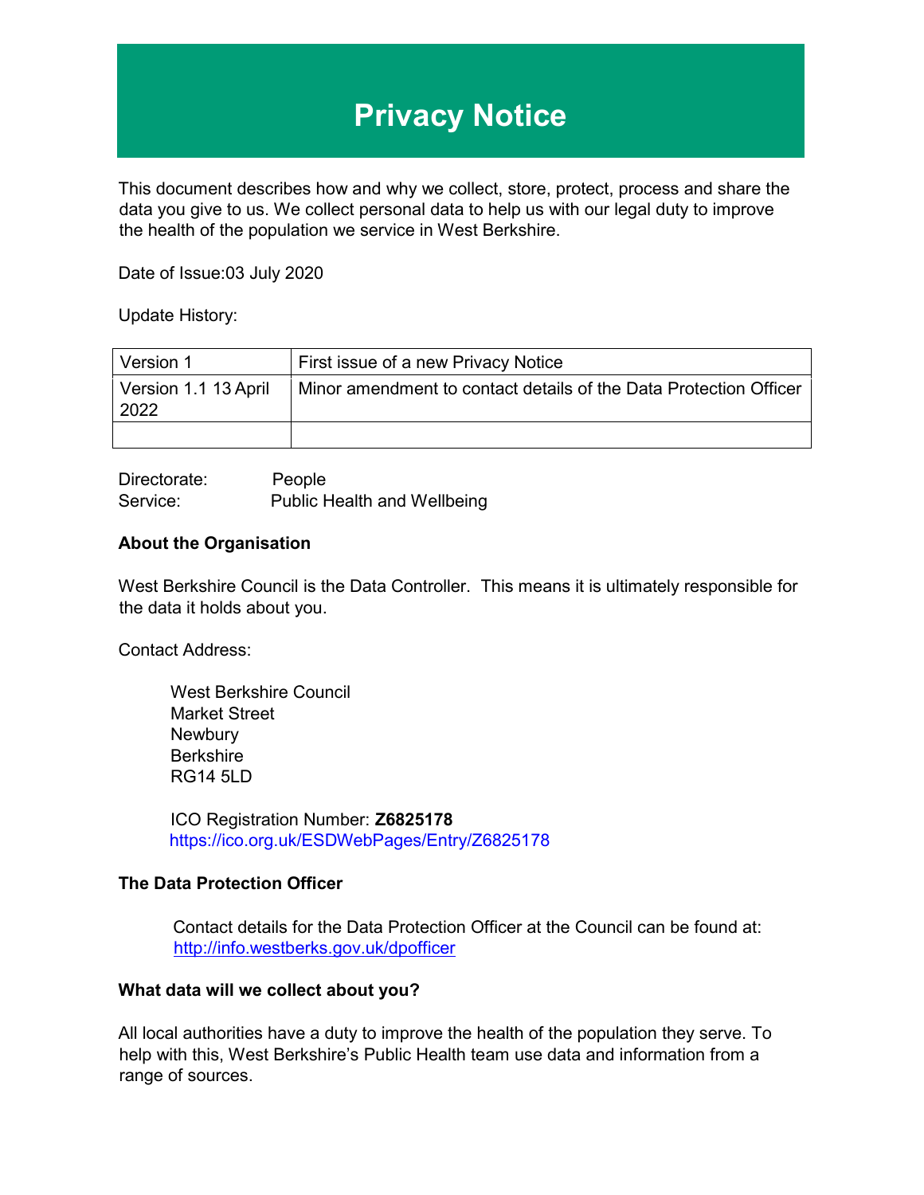# Privacy Notice

This document describes how and why we collect, store, protect, process and share the data you give to us. We collect personal data to help us with our legal duty to improve the health of the population we service in West Berkshire.

Date of Issue:03 July 2020

Update History:

| Version 1 | First issue of a new Privacy Notice |
|---|---|
| Version 1.1 13 April 2022 | Minor amendment to contact details of the Data Protection Officer |
| | |

Directorate: People
Service: Public Health and Wellbeing

**About the Organisation**

West Berkshire Council is the Data Controller. This means it is ultimately responsible for the data it holds about you.

Contact Address:

West Berkshire Council
Market Street
Newbury
Berkshire
RG14 5LD

ICO Registration Number: **Z6825178**
https://ico.org.uk/ESDWebPages/Entry/Z6825178

**The Data Protection Officer**

Contact details for the Data Protection Officer at the Council can be found at: http://info.westberks.gov.uk/dpofficer

**What data will we collect about you?**

All local authorities have a duty to improve the health of the population they serve. To help with this, West Berkshire's Public Health team use data and information from a range of sources.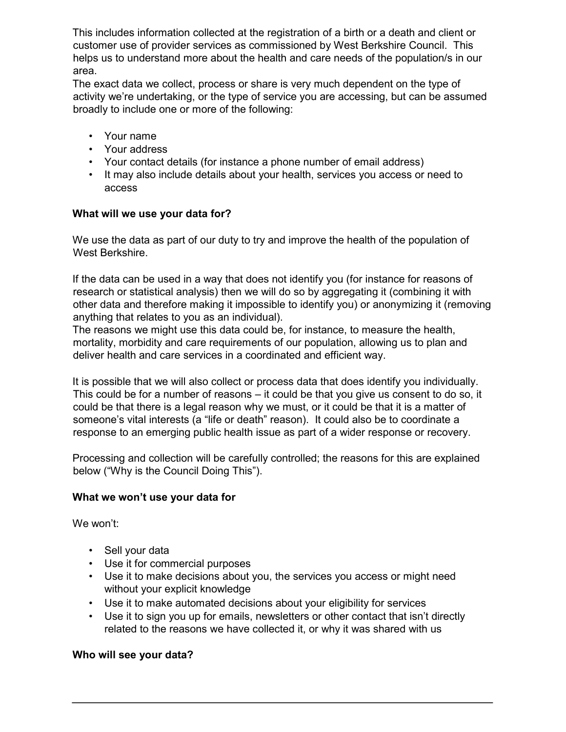This includes information collected at the registration of a birth or a death and client or customer use of provider services as commissioned by West Berkshire Council. This helps us to understand more about the health and care needs of the population/s in our area.

The exact data we collect, process or share is very much dependent on the type of activity we're undertaking, or the type of service you are accessing, but can be assumed broadly to include one or more of the following:

- Your name
- Your address
- Your contact details (for instance a phone number of email address)
- It may also include details about your health, services you access or need to access

**What will we use your data for?**

We use the data as part of our duty to try and improve the health of the population of West Berkshire.

If the data can be used in a way that does not identify you (for instance for reasons of research or statistical analysis) then we will do so by aggregating it (combining it with other data and therefore making it impossible to identify you) or anonymizing it (removing anything that relates to you as an individual).

The reasons we might use this data could be, for instance, to measure the health, mortality, morbidity and care requirements of our population, allowing us to plan and deliver health and care services in a coordinated and efficient way.

It is possible that we will also collect or process data that does identify you individually. This could be for a number of reasons – it could be that you give us consent to do so, it could be that there is a legal reason why we must, or it could be that it is a matter of someone's vital interests (a "life or death" reason). It could also be to coordinate a response to an emerging public health issue as part of a wider response or recovery.

Processing and collection will be carefully controlled; the reasons for this are explained below ("Why is the Council Doing This").

**What we won't use your data for**

We won't:

- Sell your data
- Use it for commercial purposes
- Use it to make decisions about you, the services you access or might need without your explicit knowledge
- Use it to make automated decisions about your eligibility for services
- Use it to sign you up for emails, newsletters or other contact that isn't directly related to the reasons we have collected it, or why it was shared with us

**Who will see your data?**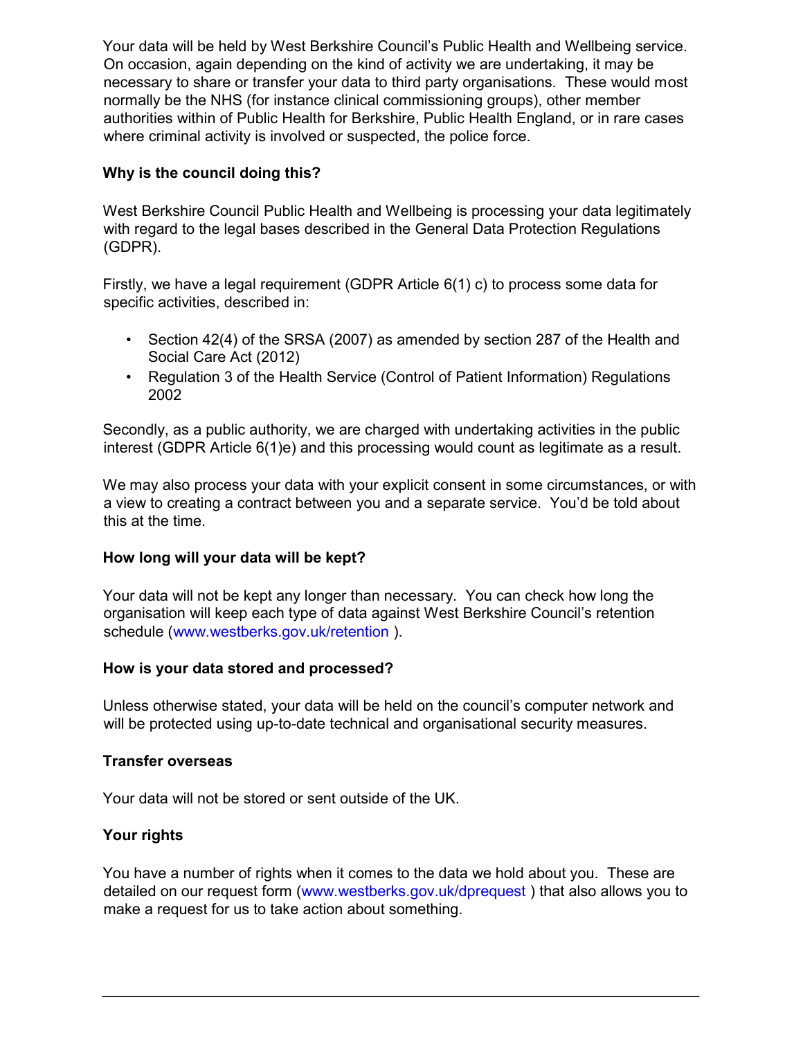Your data will be held by West Berkshire Council's Public Health and Wellbeing service. On occasion, again depending on the kind of activity we are undertaking, it may be necessary to share or transfer your data to third party organisations. These would most normally be the NHS (for instance clinical commissioning groups), other member authorities within of Public Health for Berkshire, Public Health England, or in rare cases where criminal activity is involved or suspected, the police force.

**Why is the council doing this?**

West Berkshire Council Public Health and Wellbeing is processing your data legitimately with regard to the legal bases described in the General Data Protection Regulations (GDPR).

Firstly, we have a legal requirement (GDPR Article 6(1) c) to process some data for specific activities, described in:

- Section 42(4) of the SRSA (2007) as amended by section 287 of the Health and Social Care Act (2012)
- Regulation 3 of the Health Service (Control of Patient Information) Regulations 2002

Secondly, as a public authority, we are charged with undertaking activities in the public interest (GDPR Article 6(1)e) and this processing would count as legitimate as a result.

We may also process your data with your explicit consent in some circumstances, or with a view to creating a contract between you and a separate service. You'd be told about this at the time.

**How long will your data will be kept?**

Your data will not be kept any longer than necessary. You can check how long the organisation will keep each type of data against West Berkshire Council's retention schedule (www.westberks.gov.uk/retention ).

**How is your data stored and processed?**

Unless otherwise stated, your data will be held on the council's computer network and will be protected using up-to-date technical and organisational security measures.

**Transfer overseas**

Your data will not be stored or sent outside of the UK.

**Your rights**

You have a number of rights when it comes to the data we hold about you. These are detailed on our request form (www.westberks.gov.uk/dprequest ) that also allows you to make a request for us to take action about something.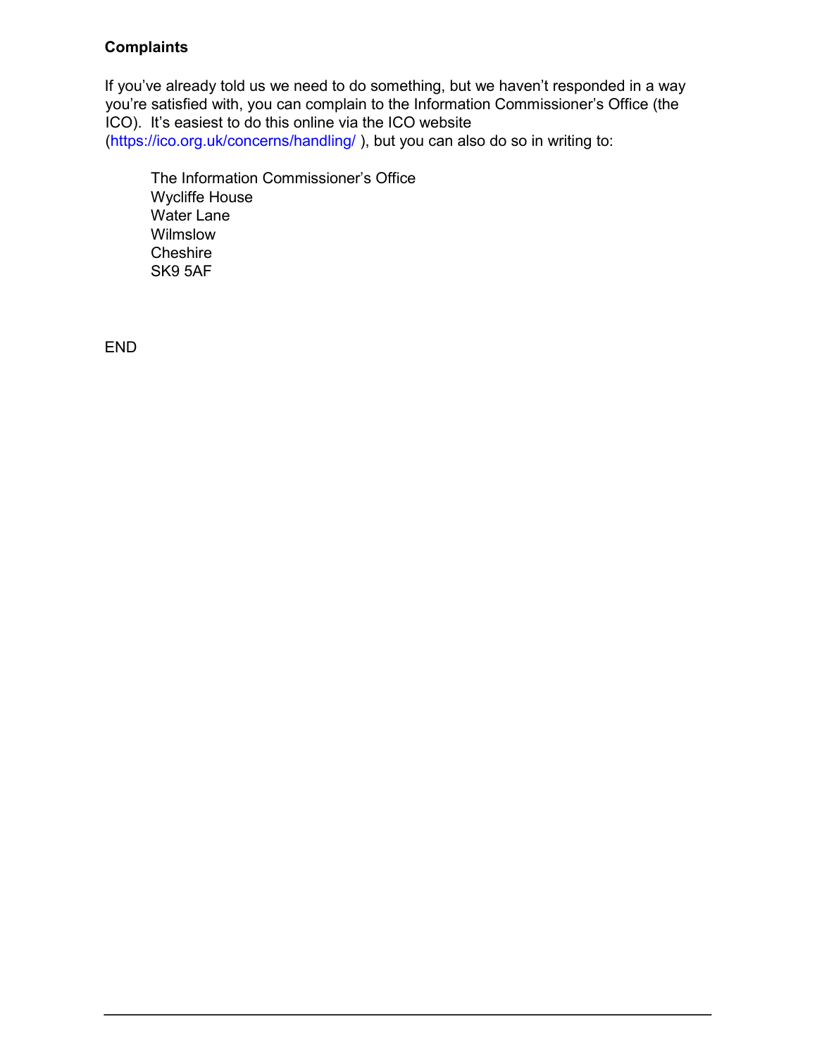**Complaints**

If you've already told us we need to do something, but we haven't responded in a way you're satisfied with, you can complain to the Information Commissioner's Office (the ICO). It's easiest to do this online via the ICO website (https://ico.org.uk/concerns/handling/ ), but you can also do so in writing to:

The Information Commissioner's Office
Wycliffe House
Water Lane
Wilmslow
Cheshire
SK9 5AF

END